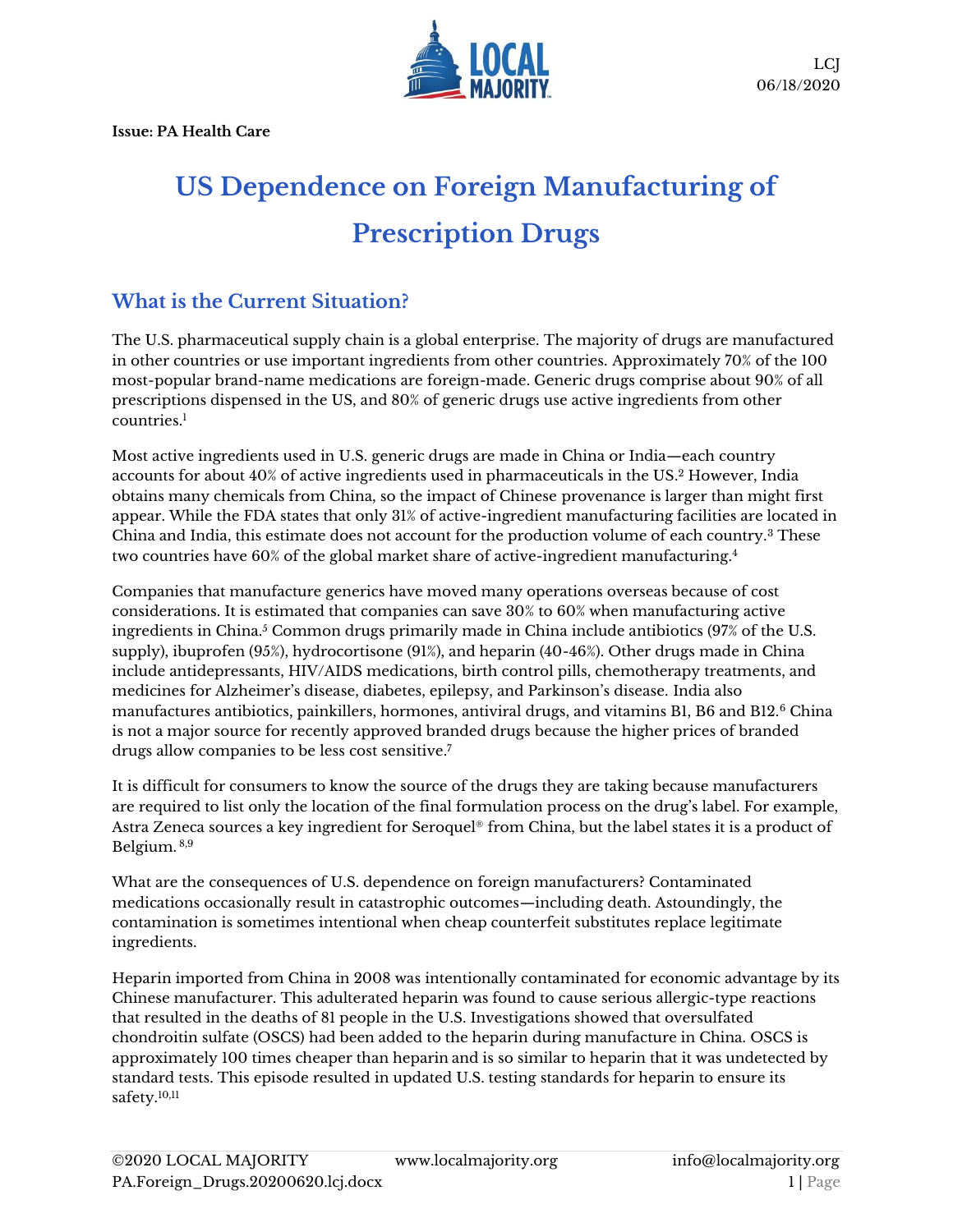LCJ
06/18/2020

**Issue: PA Health Care**

# US Dependence on Foreign Manufacturing of Prescription Drugs

## What is the Current Situation?

The U.S. pharmaceutical supply chain is a global enterprise. The majority of drugs are manufactured in other countries or use important ingredients from other countries. Approximately 70% of the 100 most-popular brand-name medications are foreign-made. Generic drugs comprise about 90% of all prescriptions dispensed in the US, and 80% of generic drugs use active ingredients from other countries.[1]

Most active ingredients used in U.S. generic drugs are made in China or India—each country accounts for about 40% of active ingredients used in pharmaceuticals in the US.[2] However, India obtains many chemicals from China, so the impact of Chinese provenance is larger than might first appear. While the FDA states that only 31% of active-ingredient manufacturing facilities are located in China and India, this estimate does not account for the production volume of each country.[3] These two countries have 60% of the global market share of active-ingredient manufacturing.[4]

Companies that manufacture generics have moved many operations overseas because of cost considerations. It is estimated that companies can save 30% to 60% when manufacturing active ingredients in China.[5] Common drugs primarily made in China include antibiotics (97% of the U.S. supply), ibuprofen (95%), hydrocortisone (91%), and heparin (40-46%). Other drugs made in China include antidepressants, HIV/AIDS medications, birth control pills, chemotherapy treatments, and medicines for Alzheimer's disease, diabetes, epilepsy, and Parkinson's disease. India also manufactures antibiotics, painkillers, hormones, antiviral drugs, and vitamins B1, B6 and B12.[6] China is not a major source for recently approved branded drugs because the higher prices of branded drugs allow companies to be less cost sensitive.[7]

It is difficult for consumers to know the source of the drugs they are taking because manufacturers are required to list only the location of the final formulation process on the drug's label. For example, Astra Zeneca sources a key ingredient for Seroquel® from China, but the label states it is a product of Belgium. [8,9]

What are the consequences of U.S. dependence on foreign manufacturers? Contaminated medications occasionally result in catastrophic outcomes—including death. Astoundingly, the contamination is sometimes intentional when cheap counterfeit substitutes replace legitimate ingredients.

Heparin imported from China in 2008 was intentionally contaminated for economic advantage by its Chinese manufacturer. This adulterated heparin was found to cause serious allergic-type reactions that resulted in the deaths of 81 people in the U.S. Investigations showed that oversulfated chondroitin sulfate (OSCS) had been added to the heparin during manufacture in China. OSCS is approximately 100 times cheaper than heparin and is so similar to heparin that it was undetected by standard tests. This episode resulted in updated U.S. testing standards for heparin to ensure its safety.[10,11]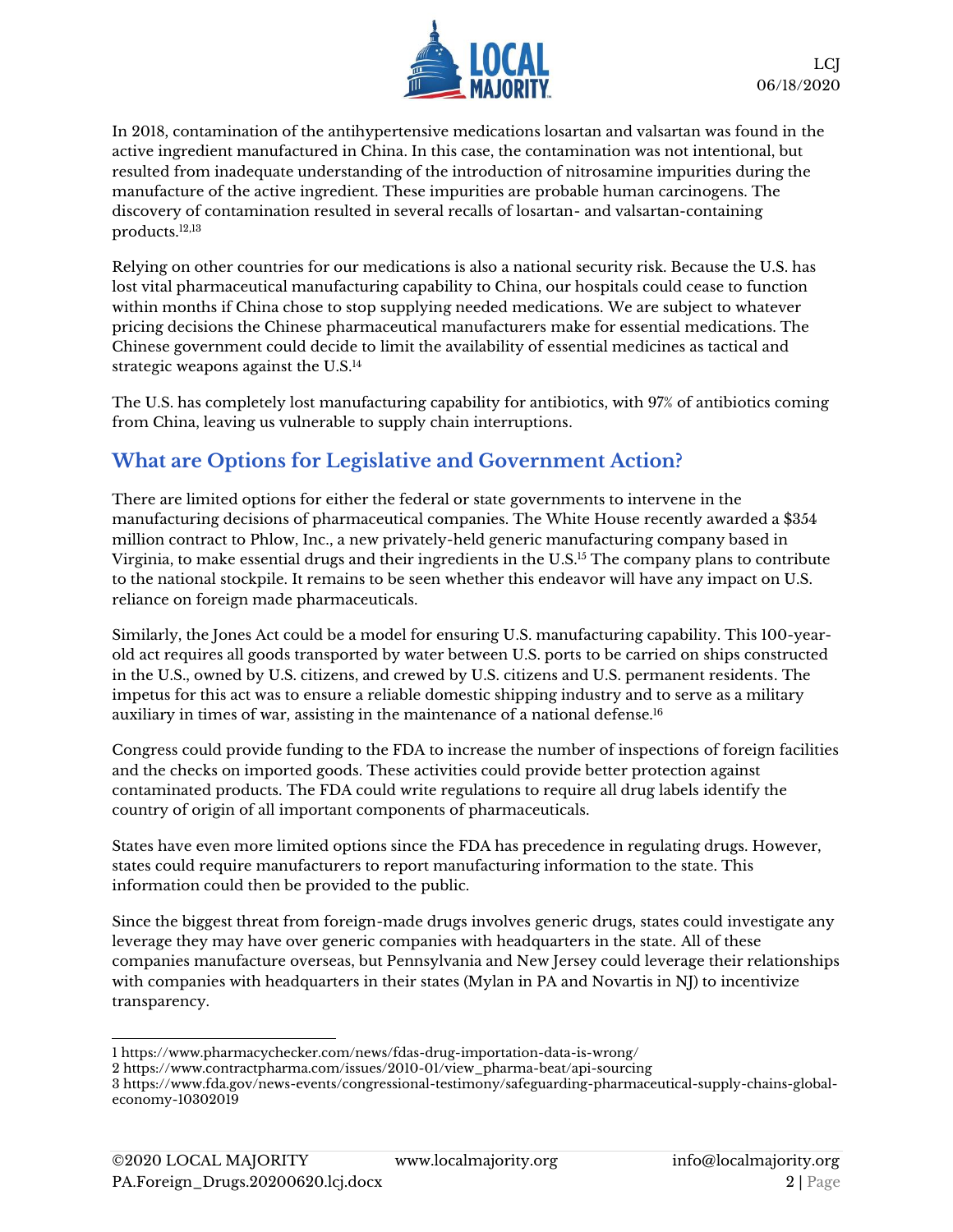In 2018, contamination of the antihypertensive medications losartan and valsartan was found in the active ingredient manufactured in China. In this case, the contamination was not intentional, but resulted from inadequate understanding of the introduction of nitrosamine impurities during the manufacture of the active ingredient. These impurities are probable human carcinogens. The discovery of contamination resulted in several recalls of losartan- and valsartan-containing products.[12,13]

Relying on other countries for our medications is also a national security risk. Because the U.S. has lost vital pharmaceutical manufacturing capability to China, our hospitals could cease to function within months if China chose to stop supplying needed medications. We are subject to whatever pricing decisions the Chinese pharmaceutical manufacturers make for essential medications. The Chinese government could decide to limit the availability of essential medicines as tactical and strategic weapons against the U.S.[14]

The U.S. has completely lost manufacturing capability for antibiotics, with 97% of antibiotics coming from China, leaving us vulnerable to supply chain interruptions.

## What are Options for Legislative and Government Action?

There are limited options for either the federal or state governments to intervene in the manufacturing decisions of pharmaceutical companies. The White House recently awarded a $354 million contract to Phlow, Inc., a new privately-held generic manufacturing company based in Virginia, to make essential drugs and their ingredients in the U.S.[15] The company plans to contribute to the national stockpile. It remains to be seen whether this endeavor will have any impact on U.S. reliance on foreign made pharmaceuticals.

Similarly, the Jones Act could be a model for ensuring U.S. manufacturing capability. This 100-year-old act requires all goods transported by water between U.S. ports to be carried on ships constructed in the U.S., owned by U.S. citizens, and crewed by U.S. citizens and U.S. permanent residents. The impetus for this act was to ensure a reliable domestic shipping industry and to serve as a military auxiliary in times of war, assisting in the maintenance of a national defense.[16]

Congress could provide funding to the FDA to increase the number of inspections of foreign facilities and the checks on imported goods. These activities could provide better protection against contaminated products. The FDA could write regulations to require all drug labels identify the country of origin of all important components of pharmaceuticals.

States have even more limited options since the FDA has precedence in regulating drugs. However, states could require manufacturers to report manufacturing information to the state. This information could then be provided to the public.

Since the biggest threat from foreign-made drugs involves generic drugs, states could investigate any leverage they may have over generic companies with headquarters in the state. All of these companies manufacture overseas, but Pennsylvania and New Jersey could leverage their relationships with companies with headquarters in their states (Mylan in PA and Novartis in NJ) to incentivize transparency.

---

1 https://www.pharmacychecker.com/news/fdas-drug-importation-data-is-wrong/
2 https://www.contractpharma.com/issues/2010-01/view_pharma-beat/api-sourcing
3 https://www.fda.gov/news-events/congressional-testimony/safeguarding-pharmaceutical-supply-chains-global-economy-10302019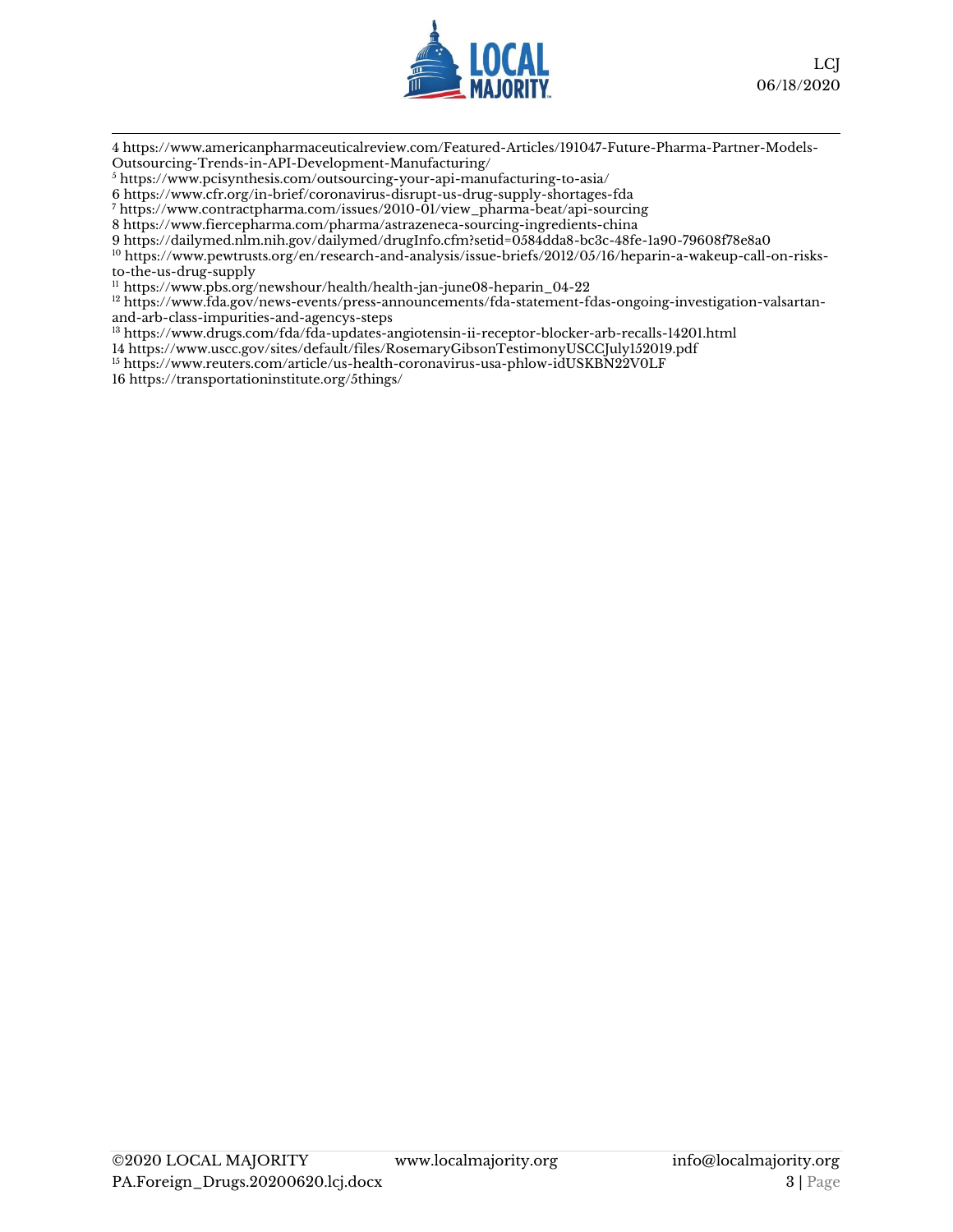4 https://www.americanpharmaceuticalreview.com/Featured-Articles/191047-Future-Pharma-Partner-Models-Outsourcing-Trends-in-API-Development-Manufacturing/
[5] https://www.pcisynthesis.com/outsourcing-your-api-manufacturing-to-asia/
6 https://www.cfr.org/in-brief/coronavirus-disrupt-us-drug-supply-shortages-fda
[7] https://www.contractpharma.com/issues/2010-01/view_pharma-beat/api-sourcing
8 https://www.fiercepharma.com/pharma/astrazeneca-sourcing-ingredients-china
9 https://dailymed.nlm.nih.gov/dailymed/drugInfo.cfm?setid=0584dda8-bc3c-48fe-1a90-79608f78e8a0
[10] https://www.pewtrusts.org/en/research-and-analysis/issue-briefs/2012/05/16/heparin-a-wakeup-call-on-risks-to-the-us-drug-supply
[11] https://www.pbs.org/newshour/health/health-jan-june08-heparin_04-22
[12] https://www.fda.gov/news-events/press-announcements/fda-statement-fdas-ongoing-investigation-valsartan-and-arb-class-impurities-and-agencys-steps
[13] https://www.drugs.com/fda/fda-updates-angiotensin-ii-receptor-blocker-arb-recalls-14201.html
14 https://www.uscc.gov/sites/default/files/RosemaryGibsonTestimonyUSCCJuly152019.pdf
[15] https://www.reuters.com/article/us-health-coronavirus-usa-phlow-idUSKBN22V0LF
16 https://transportationinstitute.org/5things/